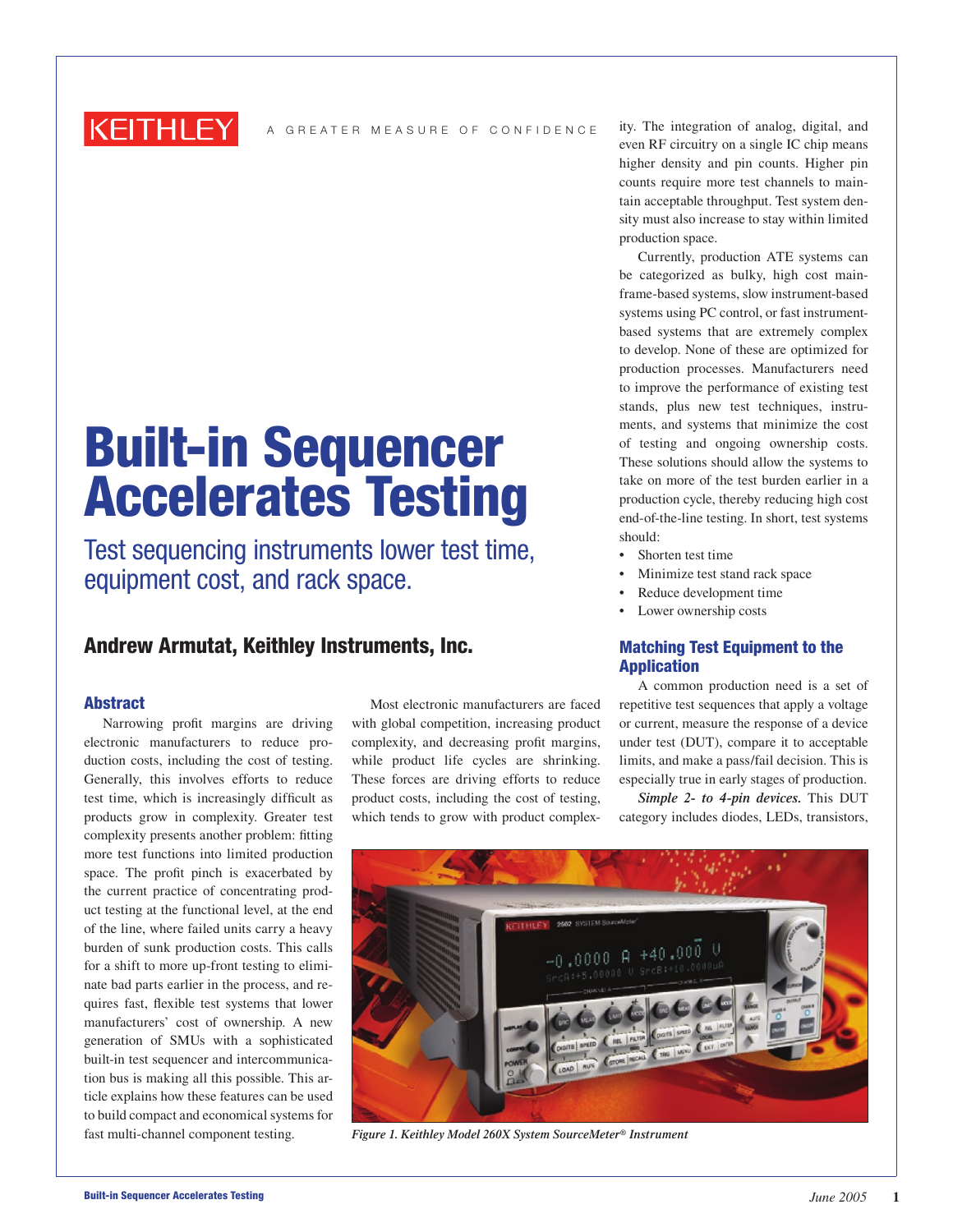KEITHLEY

A GREATER MEASURE OF CONFIDENCE

# Built-in Sequencer Accelerates Testing

Test sequencing instruments lower test time, equipment cost, and rack space.

## Andrew Armutat, Keithley Instruments, Inc.

### Abstract

Narrowing profit margins are driving electronic manufacturers to reduce production costs, including the cost of testing. Generally, this involves efforts to reduce test time, which is increasingly difficult as products grow in complexity. Greater test complexity presents another problem: fitting more test functions into limited production space. The profit pinch is exacerbated by the current practice of concentrating product testing at the functional level, at the end of the line, where failed units carry a heavy burden of sunk production costs. This calls for a shift to more up-front testing to eliminate bad parts earlier in the process, and requires fast, flexible test systems that lower manufacturers' cost of ownership. A new generation of SMUs with a sophisticated built-in test sequencer and intercommunication bus is making all this possible. This article explains how these features can be used to build compact and economical systems for fast multi-channel component testing.

Most electronic manufacturers are faced with global competition, increasing product complexity, and decreasing profit margins, while product life cycles are shrinking. These forces are driving efforts to reduce product costs, including the cost of testing, which tends to grow with product complexity. The integration of analog, digital, and even RF circuitry on a single IC chip means higher density and higher pin counts. Higher pin counts require more test channels to maintain acceptable throughput. Test system density must also increase to stay within limited production space.

Currently, production ATE systems can be categorized as bulky, high cost mainframe-based systems, slow instrument-based systems using PC control, or fast instrument-based systems that are extremely complex to develop. None of these are optimized for production processes. Manufacturers need to improve the performance of existing test stands, plus new test techniques, instruments, and systems that minimize the cost of testing and ongoing ownership costs. These solutions should allow the systems to take on more of the test burden earlier in a production cycle, thereby reducing high cost end-of-the-line testing. In short, test systems should:

- Shorten test time
- Minimize test stand rack space
- Reduce development time
- Lower ownership costs

### Matching Test Equipment to the Application

A common production need is a set of repetitive test sequences that apply a voltage or current, measure the response of a device under test (DUT), compare it to acceptable limits, and make a pass/fail decision. This is especially true in early stages of production.

***Simple 2- to 4-pin devices.*** This DUT category includes diodes, LEDs, transistors,

*Figure 1. Keithley Model 260X System SourceMeter® Instrument*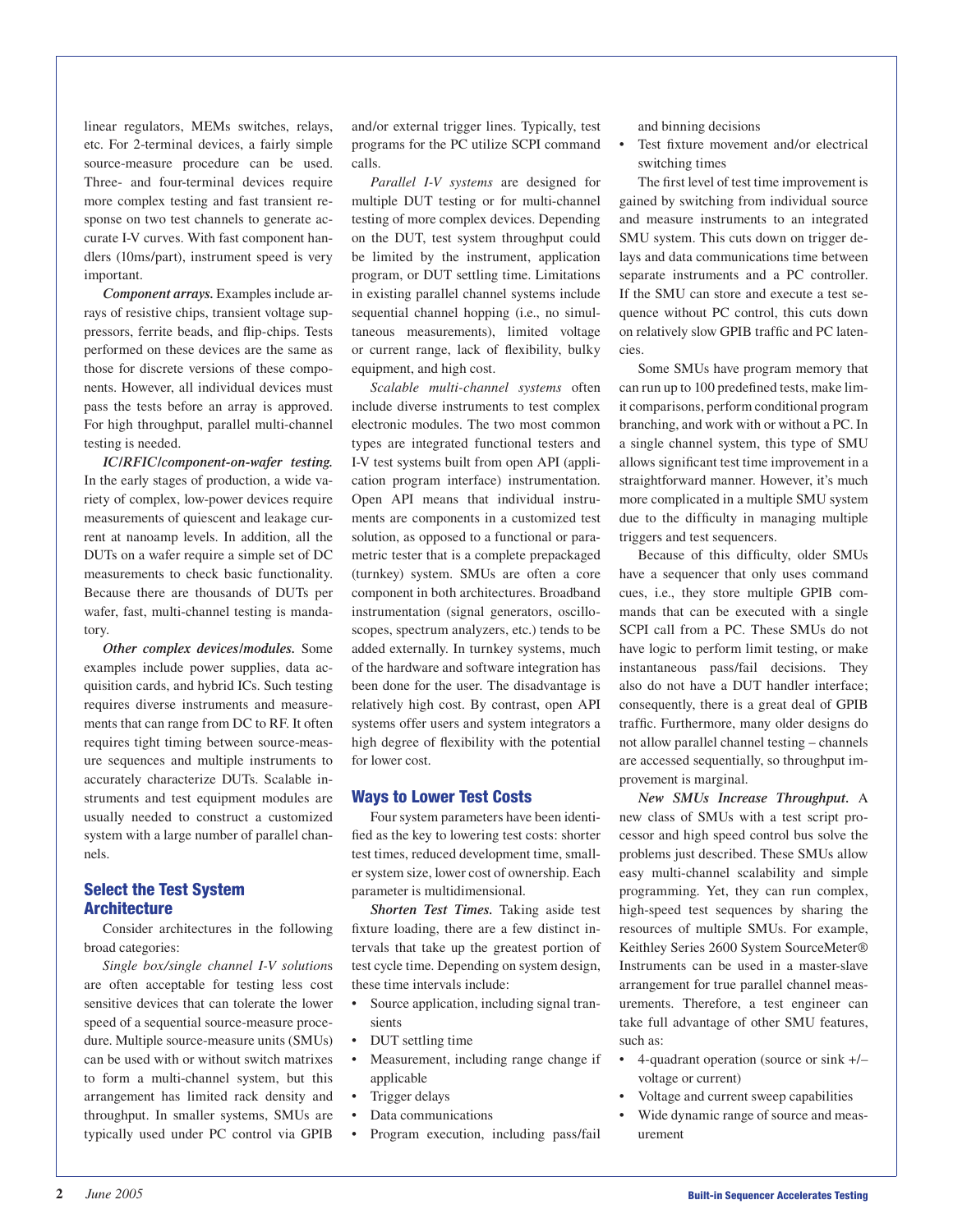linear regulators, MEMs switches, relays, etc. For 2-terminal devices, a fairly simple source-measure procedure can be used. Three- and four-terminal devices require more complex testing and fast transient response on two test channels to generate accurate I-V curves. With fast component handlers (10ms/part), instrument speed is very important.

***Component arrays.*** Examples include arrays of resistive chips, transient voltage suppressors, ferrite beads, and flip-chips. Tests performed on these devices are the same as those for discrete versions of these components. However, all individual devices must pass the tests before an array is approved. For high throughput, parallel multi-channel testing is needed.

***IC/RFIC/component-on-wafer testing.*** In the early stages of production, a wide variety of complex, low-power devices require measurements of quiescent and leakage current at nanoamp levels. In addition, all the DUTs on a wafer require a simple set of DC measurements to check basic functionality. Because there are thousands of DUTs per wafer, fast, multi-channel testing is mandatory.

***Other complex devices/modules.*** Some examples include power supplies, data acquisition cards, and hybrid ICs. Such testing requires diverse instruments and measurements that can range from DC to RF. It often requires tight timing between source-measure sequences and multiple instruments to accurately characterize DUTs. Scalable instruments and test equipment modules are usually needed to construct a customized system with a large number of parallel channels.

## Select the Test System Architecture

Consider architectures in the following broad categories:

*Single box/single channel I-V solutions* are often acceptable for testing less cost sensitive devices that can tolerate the lower speed of a sequential source-measure procedure. Multiple source-measure units (SMUs) can be used with or without switch matrixes to form a multi-channel system, but this arrangement has limited rack density and throughput. In smaller systems, SMUs are typically used under PC control via GPIB and/or external trigger lines. Typically, test programs for the PC utilize SCPI command calls.

*Parallel I-V systems* are designed for multiple DUT testing or for multi-channel testing of more complex devices. Depending on the DUT, test system throughput could be limited by the instrument, application program, or DUT settling time. Limitations in existing parallel channel systems include sequential channel hopping (i.e., no simultaneous measurements), limited voltage or current range, lack of flexibility, bulky equipment, and high cost.

*Scalable multi-channel systems* often include diverse instruments to test complex electronic modules. The two most common types are integrated functional testers and I-V test systems built from open API (application program interface) instrumentation. Open API means that individual instruments are components in a customized test solution, as opposed to a functional or parametric tester that is a complete prepackaged (turnkey) system. SMUs are often a core component in both architectures. Broadband instrumentation (signal generators, oscilloscopes, spectrum analyzers, etc.) tends to be added externally. In turnkey systems, much of the hardware and software integration has been done for the user. The disadvantage is relatively high cost. By contrast, open API systems offer users and system integrators a high degree of flexibility with the potential for lower cost.

## Ways to Lower Test Costs

Four system parameters have been identified as the key to lowering test costs: shorter test times, reduced development time, smaller system size, lower cost of ownership. Each parameter is multidimensional.

***Shorten Test Times.*** Taking aside test fixture loading, there are a few distinct intervals that take up the greatest portion of test cycle time. Depending on system design, these time intervals include:

- Source application, including signal transients
- DUT settling time
- Measurement, including range change if applicable
- Trigger delays
- Data communications
- Program execution, including pass/fail and binning decisions
- Test fixture movement and/or electrical switching times

The first level of test time improvement is gained by switching from individual source and measure instruments to an integrated SMU system. This cuts down on trigger delays and data communications time between separate instruments and a PC controller. If the SMU can store and execute a test sequence without PC control, this cuts down on relatively slow GPIB traffic and PC latencies.

Some SMUs have program memory that can run up to 100 predefined tests, make limit comparisons, perform conditional program branching, and work with or without a PC. In a single channel system, this type of SMU allows significant test time improvement in a straightforward manner. However, it's much more complicated in a multiple SMU system due to the difficulty in managing multiple triggers and test sequencers.

Because of this difficulty, older SMUs have a sequencer that only uses command cues, i.e., they store multiple GPIB commands that can be executed with a single SCPI call from a PC. These SMUs do not have logic to perform limit testing, or make instantaneous pass/fail decisions. They also do not have a DUT handler interface; consequently, there is a great deal of GPIB traffic. Furthermore, many older designs do not allow parallel channel testing – channels are accessed sequentially, so throughput improvement is marginal.

***New SMUs Increase Throughput.*** A new class of SMUs with a test script processor and high speed control bus solve the problems just described. These SMUs allow easy multi-channel scalability and simple programming. Yet, they can run complex, high-speed test sequences by sharing the resources of multiple SMUs. For example, Keithley Series 2600 System SourceMeter® Instruments can be used in a master-slave arrangement for true parallel channel measurements. Therefore, a test engineer can take full advantage of other SMU features, such as:

- 4-quadrant operation (source or sink +/– voltage or current)
- Voltage and current sweep capabilities
- Wide dynamic range of source and measurement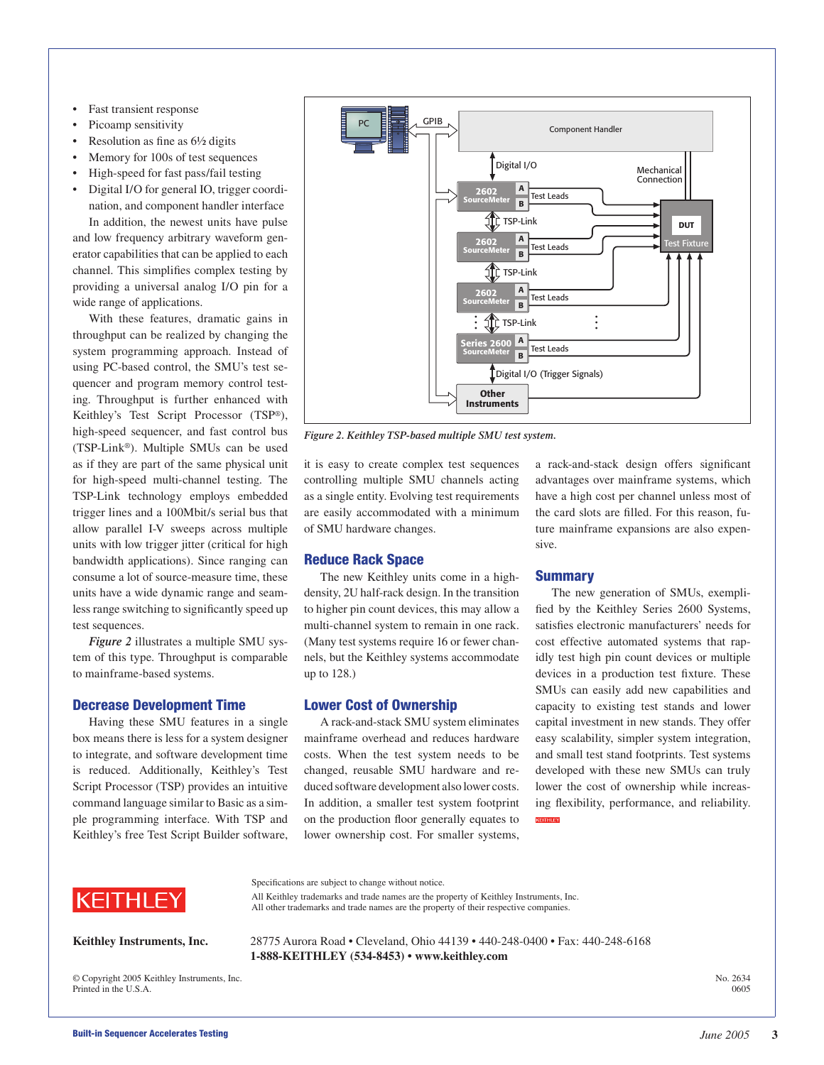- Fast transient response
- Picoamp sensitivity
- Resolution as fine as 6½ digits
- Memory for 100s of test sequences
- High-speed for fast pass/fail testing
- Digital I/O for general IO, trigger coordination, and component handler interface

In addition, the newest units have pulse and low frequency arbitrary waveform generator capabilities that can be applied to each channel. This simplifies complex testing by providing a universal analog I/O pin for a wide range of applications.

With these features, dramatic gains in throughput can be realized by changing the system programming approach. Instead of using PC-based control, the SMU's test sequencer and program memory control testing. Throughput is further enhanced with Keithley's Test Script Processor (TSP®), high-speed sequencer, and fast control bus (TSP-Link®). Multiple SMUs can be used as if they are part of the same physical unit for high-speed multi-channel testing. The TSP-Link technology employs embedded trigger lines and a 100Mbit/s serial bus that allow parallel I-V sweeps across multiple units with low trigger jitter (critical for high bandwidth applications). Since ranging can consume a lot of source-measure time, these units have a wide dynamic range and seamless range switching to significantly speed up test sequences.

*Figure 2* illustrates a multiple SMU system of this type. Throughput is comparable to mainframe-based systems.

PC
GPIB
Component Handler
Digital I/O
Mechanical Connection
2602 SourceMeter
A
B
Test Leads
TSP-Link
DUT
Test Fixture
2602 SourceMeter
A
B
Test Leads
TSP-Link
2602 SourceMeter
A
B
Test Leads
TSP-Link
Series 2600 SourceMeter
A
B
Test Leads
Digital I/O (Trigger Signals)
Other Instruments

*Figure 2. Keithley TSP-based multiple SMU test system.*

## Decrease Development Time

Having these SMU features in a single box means there is less for a system designer to integrate, and software development time is reduced. Additionally, Keithley's Test Script Processor (TSP) provides an intuitive command language similar to Basic as a simple programming interface. With TSP and Keithley's free Test Script Builder software, it is easy to create complex test sequences controlling multiple SMU channels acting as a single entity. Evolving test requirements are easily accommodated with a minimum of SMU hardware changes.

## Reduce Rack Space

The new Keithley units come in a high-density, 2U half-rack design. In the transition to higher pin count devices, this may allow a multi-channel system to remain in one rack. (Many test systems require 16 or fewer channels, but the Keithley systems accommodate up to 128.)

## Lower Cost of Ownership

A rack-and-stack SMU system eliminates mainframe overhead and reduces hardware costs. When the test system needs to be changed, reusable SMU hardware and reduced software development also lower costs. In addition, a smaller test system footprint on the production floor generally equates to lower ownership cost. For smaller systems, a rack-and-stack design offers significant advantages over mainframe systems, which have a high cost per channel unless most of the card slots are filled. For this reason, future mainframe expansions are also expensive.

## Summary

The new generation of SMUs, exemplified by the Keithley Series 2600 Systems, satisfies electronic manufacturers' needs for cost effective automated systems that rapidly test high pin count devices or multiple devices in a production test fixture. These SMUs can easily add new capabilities and capacity to existing test stands and lower capital investment in new stands. They offer easy scalability, simpler system integration, and small test stand footprints. Test systems developed with these new SMUs can truly lower the cost of ownership while increasing flexibility, performance, and reliability.

KEITHLEY

Specifications are subject to change without notice.
All Keithley trademarks and trade names are the property of Keithley Instruments, Inc.
All other trademarks and trade names are the property of their respective companies.

**Keithley Instruments, Inc.** 28775 Aurora Road • Cleveland, Ohio 44139 • 440-248-0400 • Fax: 440-248-6168
**1-888-KEITHLEY (534-8453) • www.keithley.com**

© Copyright 2005 Keithley Instruments, Inc.
Printed in the U.S.A.

No. 2634
0605